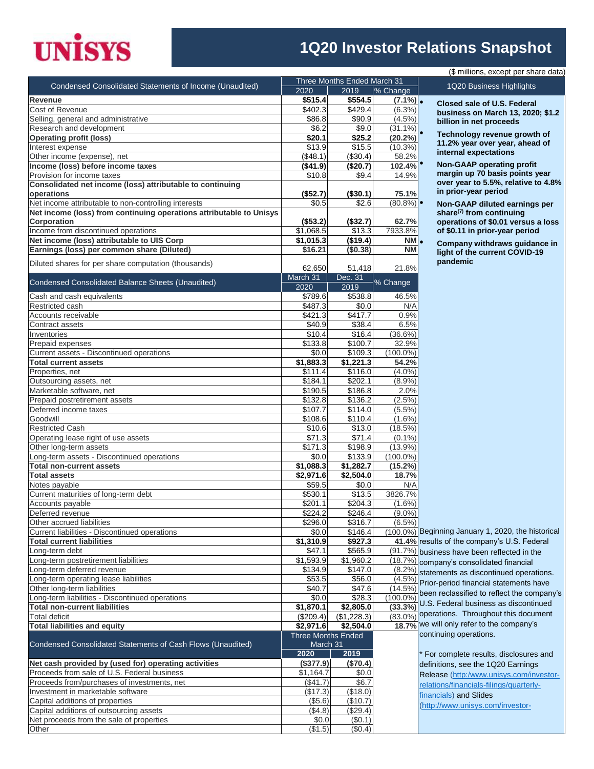# UNISYS

# 1Q20 Investor Relations Snapshot

($ millions, except per share data)

| Condensed Consolidated Statements of Income (Unaudited) | Three Months Ended March 31 | | |
|---|---|---|---|
| | 2020 | 2019 | % Change |
| **Revenue** | **$515.4** | **$554.5** | **(7.1%)** |
| Cost of Revenue | $402.3 | $429.4 | (6.3%) |
| Selling, general and administrative | $86.8 | $90.9 | (4.5%) |
| Research and development | $6.2 | $9.0 | (31.1%) |
| **Operating profit (loss)** | **$20.1** | **$25.2** | **(20.2%)** |
| Interest expense | $13.9 | $15.5 | (10.3%) |
| Other income (expense), net | ($48.1) | ($30.4) | 58.2% |
| **Income (loss) before income taxes** | **($41.9)** | **($20.7)** | **102.4%** |
| Provision for income taxes | $10.8 | $9.4 | 14.9% |
| **Consolidated net income (loss) attributable to continuing operations** | **($52.7)** | **($30.1)** | **75.1%** |
| Net income attributable to non-controlling interests | $0.5 | $2.6 | (80.8%) |
| **Net income (loss) from continuing operations attributable to Unisys Corporation** | **($53.2)** | **($32.7)** | **62.7%** |
| Income from discontinued operations | $1,068.5 | $13.3 | 7933.8% |
| **Net income (loss) attributable to UIS Corp** | **$1,015.3** | **($19.4)** | **NM** |
| **Earnings (loss) per common share (Diluted)** | **$16.21** | **($0.38)** | **NM** |
| Diluted shares for per share computation (thousands) | 62,650 | 51,418 | 21.8% |

## 1Q20 Business Highlights

- **Closed sale of U.S. Federal business on March 13, 2020; $1.2 billion in net proceeds**
- **Technology revenue growth of 11.2% year over year, ahead of internal expectations**
- **Non-GAAP operating profit margin up 70 basis points year over year to 5.5%, relative to 4.8% in prior-year period**
- **Non-GAAP diluted earnings per share[7] from continuing operations of $0.01 versus a loss of $0.11 in prior-year period**
- **Company withdraws guidance in light of the current COVID-19 pandemic**

| Condensed Consolidated Balance Sheets (Unaudited) | March 31 2020 | Dec. 31 2019 | % Change |
|---|---|---|---|
| Cash and cash equivalents | $789.6 | $538.8 | 46.5% |
| Restricted cash | $487.3 | $0.0 | N/A |
| Accounts receivable | $421.3 | $417.7 | 0.9% |
| Contract assets | $40.9 | $38.4 | 6.5% |
| Inventories | $10.4 | $16.4 | (36.6%) |
| Prepaid expenses | $133.8 | $100.7 | 32.9% |
| Current assets - Discontinued operations | $0.0 | $109.3 | (100.0%) |
| **Total current assets** | **$1,883.3** | **$1,221.3** | **54.2%** |
| Properties, net | $111.4 | $116.0 | (4.0%) |
| Outsourcing assets, net | $184.1 | $202.1 | (8.9%) |
| Marketable software, net | $190.5 | $186.8 | 2.0% |
| Prepaid postretirement assets | $132.8 | $136.2 | (2.5%) |
| Deferred income taxes | $107.7 | $114.0 | (5.5%) |
| Goodwill | $108.6 | $110.4 | (1.6%) |
| Restricted Cash | $10.6 | $13.0 | (18.5%) |
| Operating lease right of use assets | $71.3 | $71.4 | (0.1%) |
| Other long-term assets | $171.3 | $198.9 | (13.9%) |
| Long-term assets - Discontinued operations | $0.0 | $133.9 | (100.0%) |
| **Total non-current assets** | **$1,088.3** | **$1,282.7** | **(15.2%)** |
| **Total assets** | **$2,971.6** | **$2,504.0** | **18.7%** |
| Notes payable | $59.5 | $0.0 | N/A |
| Current maturities of long-term debt | $530.1 | $13.5 | 3826.7% |
| Accounts payable | $201.1 | $204.3 | (1.6%) |
| Deferred revenue | $224.2 | $246.4 | (9.0%) |
| Other accrued liabilities | $296.0 | $316.7 | (6.5%) |
| Current liabilities - Discontinued operations | $0.0 | $146.4 | (100.0%) |
| **Total current liabilities** | **$1,310.9** | **$927.3** | **41.4%** |
| Long-term debt | $47.1 | $565.9 | (91.7%) |
| Long-term postretirement liabilities | $1,593.9 | $1,960.2 | (18.7%) |
| Long-term deferred revenue | $134.9 | $147.0 | (8.2%) |
| Long-term operating lease liabilities | $53.5 | $56.0 | (4.5%) |
| Other long-term liabilities | $40.7 | $47.6 | (14.5%) |
| Long-term liabilities - Discontinued operations | $0.0 | $28.3 | (100.0%) |
| **Total non-current liabilities** | **$1,870.1** | **$2,805.0** | **(33.3%)** |
| Total deficit | ($209.4) | ($1,228.3) | (83.0%) |
| **Total liabilities and equity** | **$2,971.6** | **$2,504.0** | **18.7%** |

Beginning January 1, 2020, the historical results of the company's U.S. Federal business have been reflected in the company's consolidated financial statements as discontinued operations. Prior-period financial statements have been reclassified to reflect the company's U.S. Federal business as discontinued operations. Throughout this document we will only refer to the company's continuing operations.

| Condensed Consolidated Statements of Cash Flows (Unaudited) | Three Months Ended March 31 | |
|---|---|---|
| | **2020** | **2019** |
| **Net cash provided by (used for) operating activities** | **($377.9)** | **($70.4)** |
| Proceeds from sale of U.S. Federal business | $1,164.7 | $0.0 |
| Proceeds from/purchases of investments, net | ($41.7) | $6.7 |
| Investment in marketable software | ($17.3) | ($18.0) |
| Capital additions of properties | ($5.6) | ($10.7) |
| Capital additions of outsourcing assets | ($4.8) | ($29.4) |
| Net proceeds from the sale of properties | $0.0 | ($0.1) |
| Other | ($1.5) | ($0.4) |

\* For complete results, disclosures and definitions, see the 1Q20 Earnings Release (http:/www.unisys.com/investor-relations/financials-filings/quarterly-financials) and Slides (http://www.unisys.com/investor-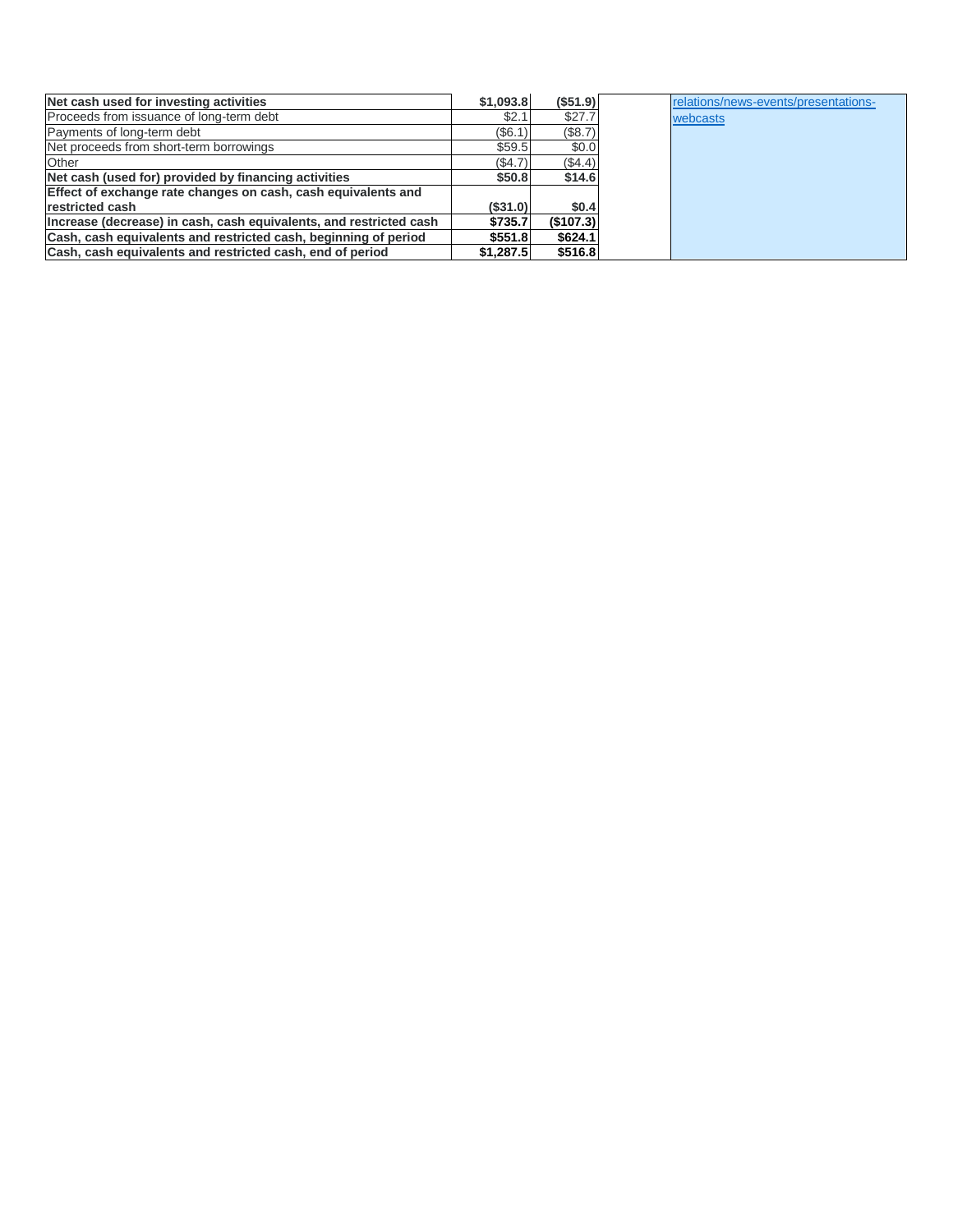| Net cash used for investing activities | $1,093.8 | ($51.9) | | relations/news-events/presentations-webcasts |
|---|---|---|---|---|
| Proceeds from issuance of long-term debt | $2.1 | $27.7 | | |
| Payments of long-term debt | ($6.1) | ($8.7) | | |
| Net proceeds from short-term borrowings | $59.5 | $0.0 | | |
| Other | ($4.7) | ($4.4) | | |
| **Net cash (used for) provided by financing activities** | **$50.8** | **$14.6** | | |
| **Effect of exchange rate changes on cash, cash equivalents and restricted cash** | **($31.0)** | **$0.4** | | |
| **Increase (decrease) in cash, cash equivalents, and restricted cash** | **$735.7** | **($107.3)** | | |
| **Cash, cash equivalents and restricted cash, beginning of period** | **$551.8** | **$624.1** | | |
| **Cash, cash equivalents and restricted cash, end of period** | **$1,287.5** | **$516.8** | | |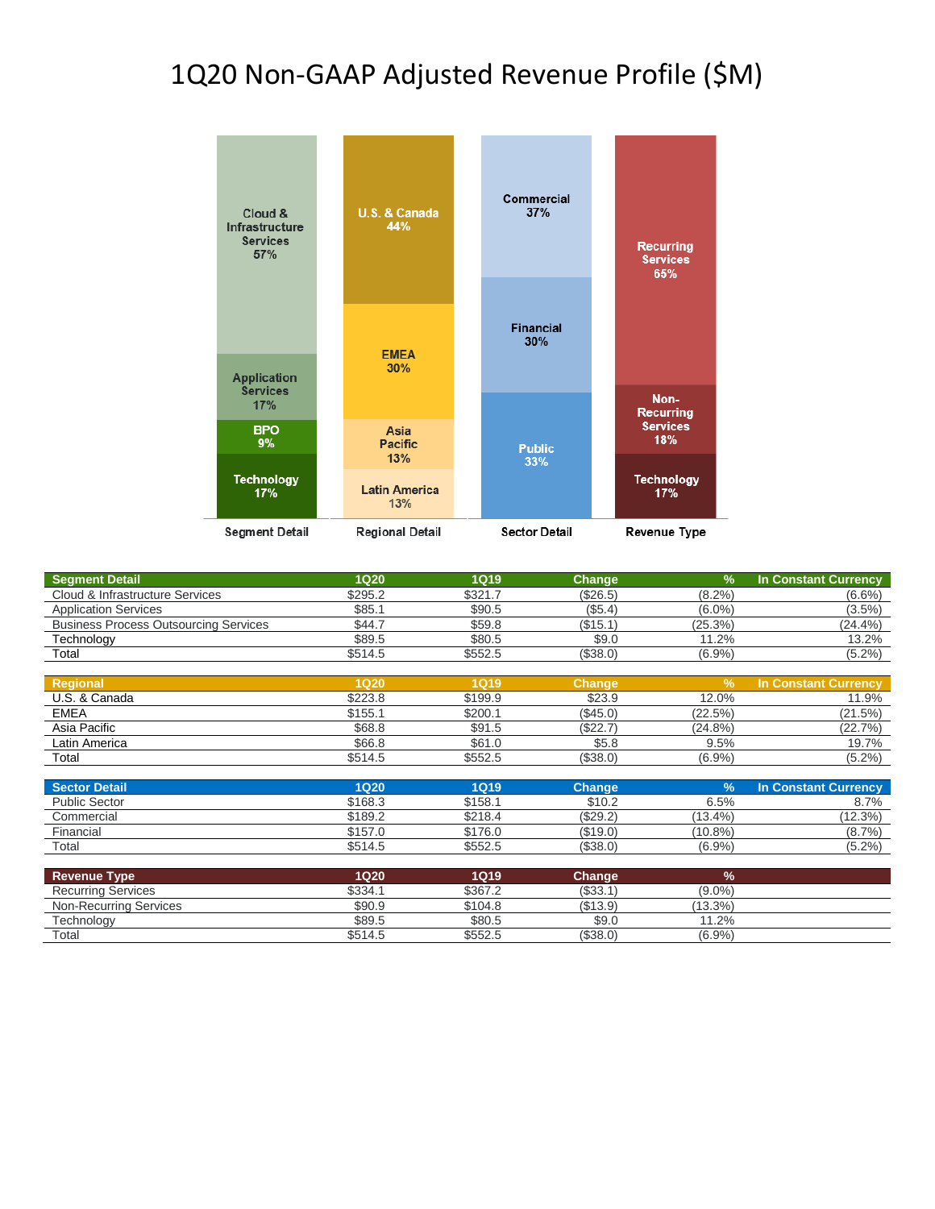# 1Q20 Non-GAAP Adjusted Revenue Profile ($M)

| Segment Detail | 1Q20 | 1Q19 | Change | % | In Constant Currency |
|---|---|---|---|---|---|
| Cloud & Infrastructure Services | $295.2 | $321.7 | ($26.5) | (8.2%) | (6.6%) |
| Application Services | $85.1 | $90.5 | ($5.4) | (6.0%) | (3.5%) |
| Business Process Outsourcing Services | $44.7 | $59.8 | ($15.1) | (25.3%) | (24.4%) |
| Technology | $89.5 | $80.5 | $9.0 | 11.2% | 13.2% |
| Total | $514.5 | $552.5 | ($38.0) | (6.9%) | (5.2%) |

| Regional | 1Q20 | 1Q19 | Change | % | In Constant Currency |
|---|---|---|---|---|---|
| U.S. & Canada | $223.8 | $199.9 | $23.9 | 12.0% | 11.9% |
| EMEA | $155.1 | $200.1 | ($45.0) | (22.5%) | (21.5%) |
| Asia Pacific | $68.8 | $91.5 | ($22.7) | (24.8%) | (22.7%) |
| Latin America | $66.8 | $61.0 | $5.8 | 9.5% | 19.7% |
| Total | $514.5 | $552.5 | ($38.0) | (6.9%) | (5.2%) |

| Sector Detail | 1Q20 | 1Q19 | Change | % | In Constant Currency |
|---|---|---|---|---|---|
| Public Sector | $168.3 | $158.1 | $10.2 | 6.5% | 8.7% |
| Commercial | $189.2 | $218.4 | ($29.2) | (13.4%) | (12.3%) |
| Financial | $157.0 | $176.0 | ($19.0) | (10.8%) | (8.7%) |
| Total | $514.5 | $552.5 | ($38.0) | (6.9%) | (5.2%) |

| Revenue Type | 1Q20 | 1Q19 | Change | % |
|---|---|---|---|---|
| Recurring Services | $334.1 | $367.2 | ($33.1) | (9.0%) |
| Non-Recurring Services | $90.9 | $104.8 | ($13.9) | (13.3%) |
| Technology | $89.5 | $80.5 | $9.0 | 11.2% |
| Total | $514.5 | $552.5 | ($38.0) | (6.9%) |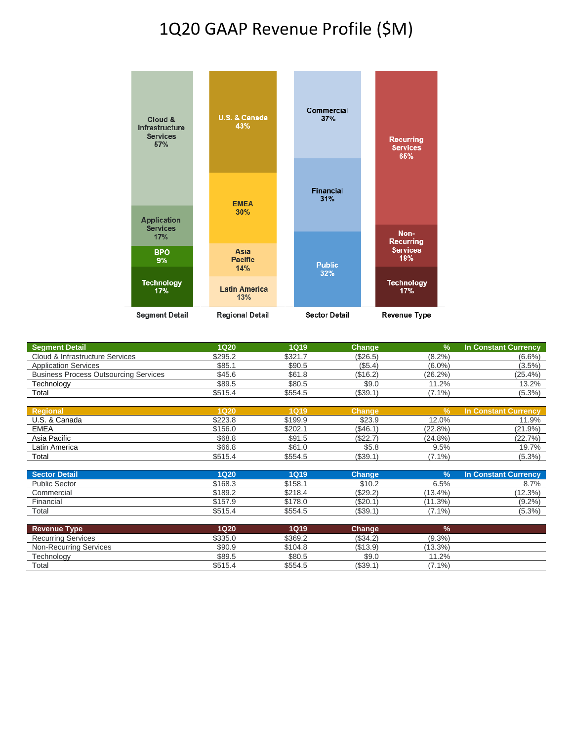# 1Q20 GAAP Revenue Profile ($M)

Cloud & Infrastructure Services 57%
Application Services 17%
BPO 9%
Technology 17%
Segment Detail

U.S. & Canada 43%
EMEA 30%
Asia Pacific 14%
Latin America 13%
Regional Detail

Commercial 37%
Financial 31%
Public 32%
Sector Detail

Recurring Services 65%
Non-Recurring Services 18%
Technology 17%
Revenue Type

| Segment Detail | 1Q20 | 1Q19 | Change | % | In Constant Currency |
|---|---|---|---|---|---|
| Cloud & Infrastructure Services | $295.2 | $321.7 | ($26.5) | (8.2%) | (6.6%) |
| Application Services | $85.1 | $90.5 | ($5.4) | (6.0%) | (3.5%) |
| Business Process Outsourcing Services | $45.6 | $61.8 | ($16.2) | (26.2%) | (25.4%) |
| Technology | $89.5 | $80.5 | $9.0 | 11.2% | 13.2% |
| Total | $515.4 | $554.5 | ($39.1) | (7.1%) | (5.3%) |

| Regional | 1Q20 | 1Q19 | Change | % | In Constant Currency |
|---|---|---|---|---|---|
| U.S. & Canada | $223.8 | $199.9 | $23.9 | 12.0% | 11.9% |
| EMEA | $156.0 | $202.1 | ($46.1) | (22.8%) | (21.9%) |
| Asia Pacific | $68.8 | $91.5 | ($22.7) | (24.8%) | (22.7%) |
| Latin America | $66.8 | $61.0 | $5.8 | 9.5% | 19.7% |
| Total | $515.4 | $554.5 | ($39.1) | (7.1%) | (5.3%) |

| Sector Detail | 1Q20 | 1Q19 | Change | % | In Constant Currency |
|---|---|---|---|---|---|
| Public Sector | $168.3 | $158.1 | $10.2 | 6.5% | 8.7% |
| Commercial | $189.2 | $218.4 | ($29.2) | (13.4%) | (12.3%) |
| Financial | $157.9 | $178.0 | ($20.1) | (11.3%) | (9.2%) |
| Total | $515.4 | $554.5 | ($39.1) | (7.1%) | (5.3%) |

| Revenue Type | 1Q20 | 1Q19 | Change | % |
|---|---|---|---|---|
| Recurring Services | $335.0 | $369.2 | ($34.2) | (9.3%) |
| Non-Recurring Services | $90.9 | $104.8 | ($13.9) | (13.3%) |
| Technology | $89.5 | $80.5 | $9.0 | 11.2% |
| Total | $515.4 | $554.5 | ($39.1) | (7.1%) |